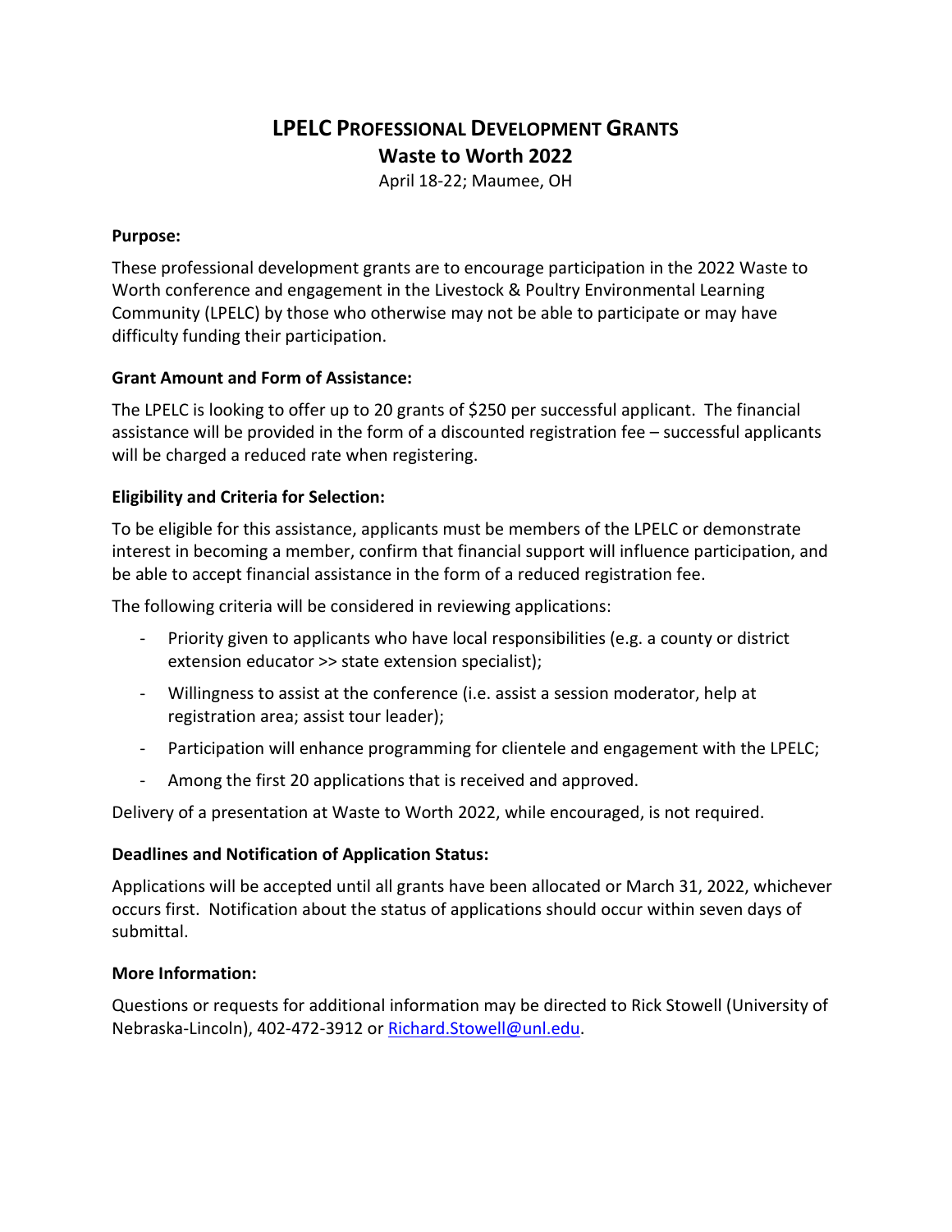# LPELC Professional Development Grants

## Waste to Worth 2022

April 18-22; Maumee, OH

**Purpose:**

These professional development grants are to encourage participation in the 2022 Waste to Worth conference and engagement in the Livestock & Poultry Environmental Learning Community (LPELC) by those who otherwise may not be able to participate or may have difficulty funding their participation.

**Grant Amount and Form of Assistance:**

The LPELC is looking to offer up to 20 grants of $250 per successful applicant. The financial assistance will be provided in the form of a discounted registration fee – successful applicants will be charged a reduced rate when registering.

**Eligibility and Criteria for Selection:**

To be eligible for this assistance, applicants must be members of the LPELC or demonstrate interest in becoming a member, confirm that financial support will influence participation, and be able to accept financial assistance in the form of a reduced registration fee.

The following criteria will be considered in reviewing applications:

- Priority given to applicants who have local responsibilities (e.g. a county or district extension educator >> state extension specialist);
- Willingness to assist at the conference (i.e. assist a session moderator, help at registration area; assist tour leader);
- Participation will enhance programming for clientele and engagement with the LPELC;
- Among the first 20 applications that is received and approved.

Delivery of a presentation at Waste to Worth 2022, while encouraged, is not required.

**Deadlines and Notification of Application Status:**

Applications will be accepted until all grants have been allocated or March 31, 2022, whichever occurs first. Notification about the status of applications should occur within seven days of submittal.

**More Information:**

Questions or requests for additional information may be directed to Rick Stowell (University of Nebraska-Lincoln), 402-472-3912 or Richard.Stowell@unl.edu.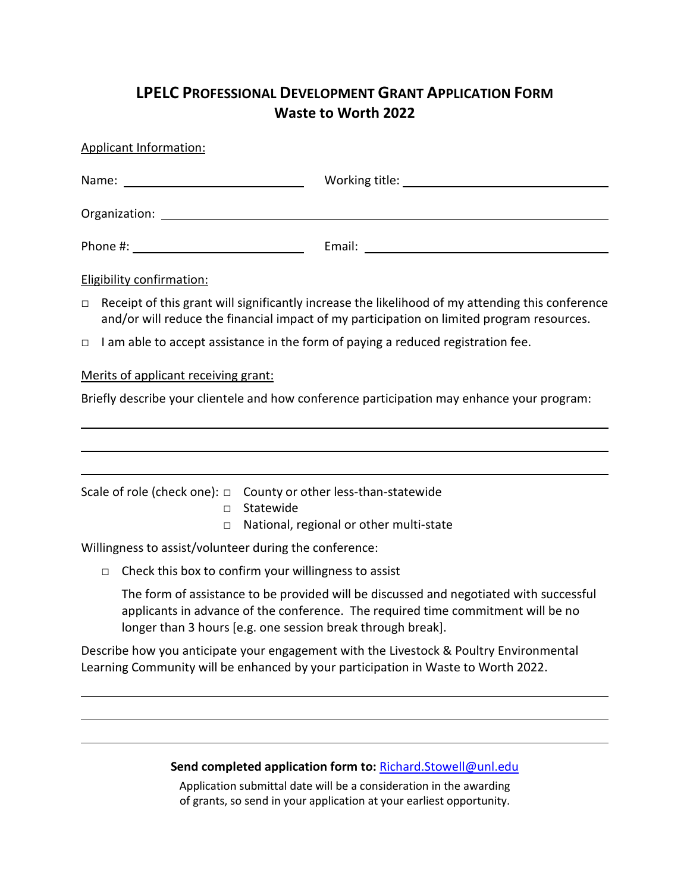## LPELC PROFESSIONAL DEVELOPMENT GRANT APPLICATION FORM
## Waste to Worth 2022

Applicant Information:

Name: ____________________________ Working title: ____________________________

Organization: ____________________________________________________________

Phone #: ____________________________ Email: ____________________________

Eligibility confirmation:

- □ Receipt of this grant will significantly increase the likelihood of my attending this conference and/or will reduce the financial impact of my participation on limited program resources.
- □ I am able to accept assistance in the form of paying a reduced registration fee.

Merits of applicant receiving grant:

Briefly describe your clientele and how conference participation may enhance your program:

______________________________________________________________________

______________________________________________________________________

______________________________________________________________________

Scale of role (check one):
- □ County or other less-than-statewide
- □ Statewide
- □ National, regional or other multi-state

Willingness to assist/volunteer during the conference:

- □ Check this box to confirm your willingness to assist

  The form of assistance to be provided will be discussed and negotiated with successful applicants in advance of the conference. The required time commitment will be no longer than 3 hours [e.g. one session break through break].

Describe how you anticipate your engagement with the Livestock & Poultry Environmental Learning Community will be enhanced by your participation in Waste to Worth 2022.

______________________________________________________________________

______________________________________________________________________

______________________________________________________________________

**Send completed application form to:** Richard.Stowell@unl.edu

Application submittal date will be a consideration in the awarding of grants, so send in your application at your earliest opportunity.